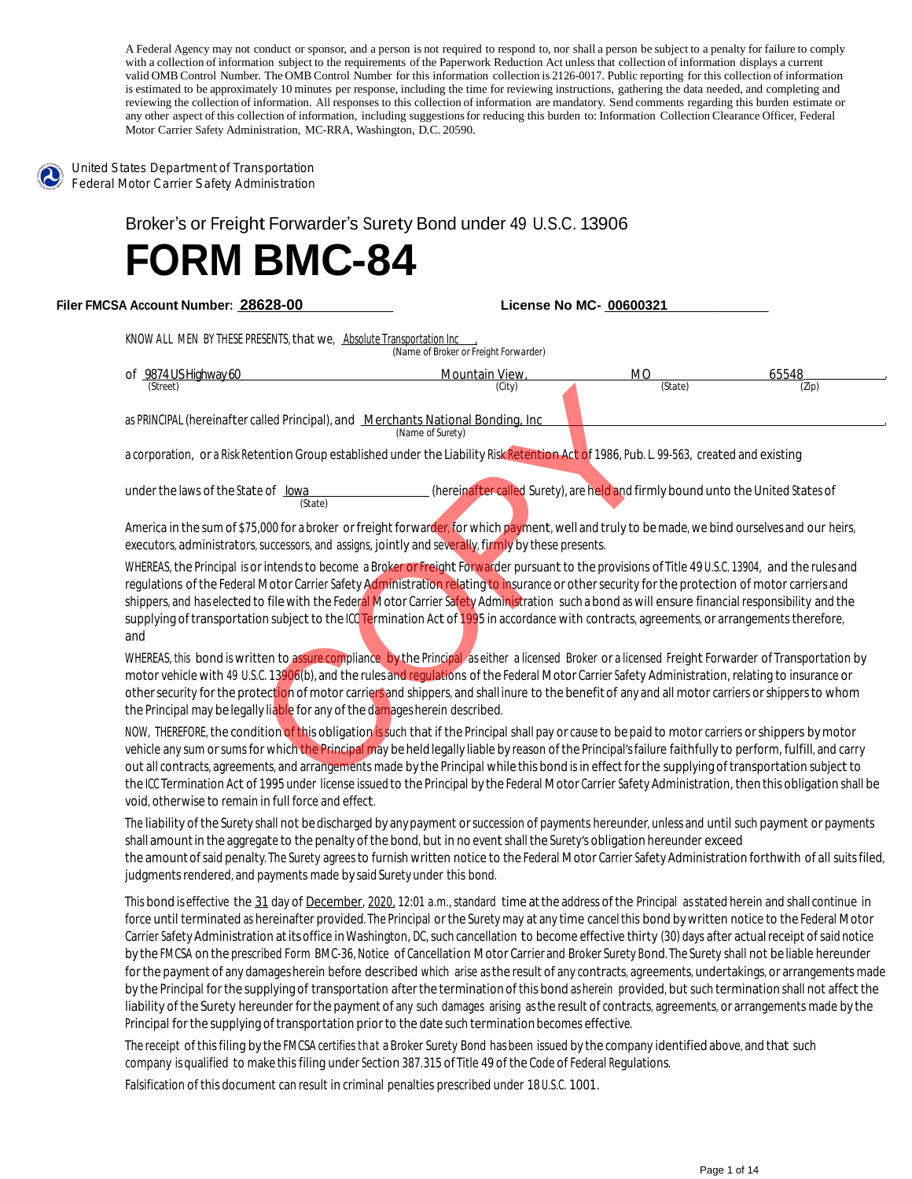A Federal Agency may not conduct or sponsor, and a person is not required to respond to, nor shall a person be subject to a penalty for failure to comply with a collection of information subject to the requirements of the Paperwork Reduction Act unless that collection of information displays a current valid OMB Control Number. The OMB Control Number for this information collection is 2126-0017. Public reporting for this collection of information is estimated to be approximately 10 minutes per response, including the time for reviewing instructions, gathering the data needed, and completing and reviewing the collection of information. All responses to this collection of information are mandatory. Send comments regarding this burden estimate or any other aspect of this collection of information, including suggestions for reducing this burden to: Information Collection Clearance Officer, Federal Motor Carrier Safety Administration, MC-RRA, Washington, D.C. 20590.

United States Department of Transportation
Federal Motor Carrier Safety Administration

Broker's or Freight Forwarder's Surety Bond under 49 U.S.C. 13906

# FORM BMC-84

**Filer FMCSA Account Number: 28628-00** **License No MC- 00600321**

KNOW ALL MEN BY THESE PRESENTS, that we, Absolute Transportation Inc (Name of Broker or Freight Forwarder)

of 9874 US Highway 60 (Street), Mountain View (City), MO (State), 65548 (Zip),

as PRINCIPAL (hereinafter called Principal), and Merchants National Bonding, Inc (Name of Surety)

a corporation, or a Risk Retention Group established under the Liability Risk Retention Act of 1986, Pub. L. 99-563, created and existing

under the laws of the State of Iowa (State) (hereinafter called Surety), are held and firmly bound unto the United States of America in the sum of $75,000 for a broker or freight forwarder, for which payment, well and truly to be made, we bind ourselves and our heirs, executors, administrators, successors, and assigns, jointly and severally, firmly by these presents.

WHEREAS, the Principal is or intends to become a Broker or Freight Forwarder pursuant to the provisions of Title 49 U.S.C. 13904, and the rules and regulations of the Federal Motor Carrier Safety Administration relating to insurance or other security for the protection of motor carriers and shippers, and has elected to file with the Federal Motor Carrier Safety Administration such a bond as will ensure financial responsibility and the supplying of transportation subject to the ICC Termination Act of 1995 in accordance with contracts, agreements, or arrangements therefore, and

WHEREAS, this bond is written to assure compliance by the Principal as either a licensed Broker or a licensed Freight Forwarder of Transportation by motor vehicle with 49 U.S.C. 13906(b), and the rules and regulations of the Federal Motor Carrier Safety Administration, relating to insurance or other security for the protection of motor carriers and shippers, and shall inure to the benefit of any and all motor carriers or shippers to whom the Principal may be legally liable for any of the damages herein described.

NOW, THEREFORE, the condition of this obligation is such that if the Principal shall pay or cause to be paid to motor carriers or shippers by motor vehicle any sum or sums for which the Principal may be held legally liable by reason of the Principal's failure faithfully to perform, fulfill, and carry out all contracts, agreements, and arrangements made by the Principal while this bond is in effect for the supplying of transportation subject to the ICC Termination Act of 1995 under license issued to the Principal by the Federal Motor Carrier Safety Administration, then this obligation shall be void, otherwise to remain in full force and effect.

The liability of the Surety shall not be discharged by any payment or succession of payments hereunder, unless and until such payment or payments shall amount in the aggregate to the penalty of the bond, but in no event shall the Surety's obligation hereunder exceed the amount of said penalty. The Surety agrees to furnish written notice to the Federal Motor Carrier Safety Administration forthwith of all suits filed, judgments rendered, and payments made by said Surety under this bond.

This bond is effective the 31 day of December, 2020, 12:01 a.m., standard time at the address of the Principal as stated herein and shall continue in force until terminated as hereinafter provided. The Principal or the Surety may at any time cancel this bond by written notice to the Federal Motor Carrier Safety Administration at its office in Washington, DC, such cancellation to become effective thirty (30) days after actual receipt of said notice by the FMCSA on the prescribed Form BMC-36, Notice of Cancellation Motor Carrier and Broker Surety Bond. The Surety shall not be liable hereunder for the payment of any damages herein before described which arise as the result of any contracts, agreements, undertakings, or arrangements made by the Principal for the supplying of transportation after the termination of this bond as herein provided, but such termination shall not affect the liability of the Surety hereunder for the payment of any such damages arising as the result of contracts, agreements, or arrangements made by the Principal for the supplying of transportation prior to the date such termination becomes effective.

The receipt of this filing by the FMCSA certifies that a Broker Surety Bond has been issued by the company identified above, and that such company is qualified to make this filing under Section 387.315 of Title 49 of the Code of Federal Regulations.

Falsification of this document can result in criminal penalties prescribed under 18 U.S.C. 1001.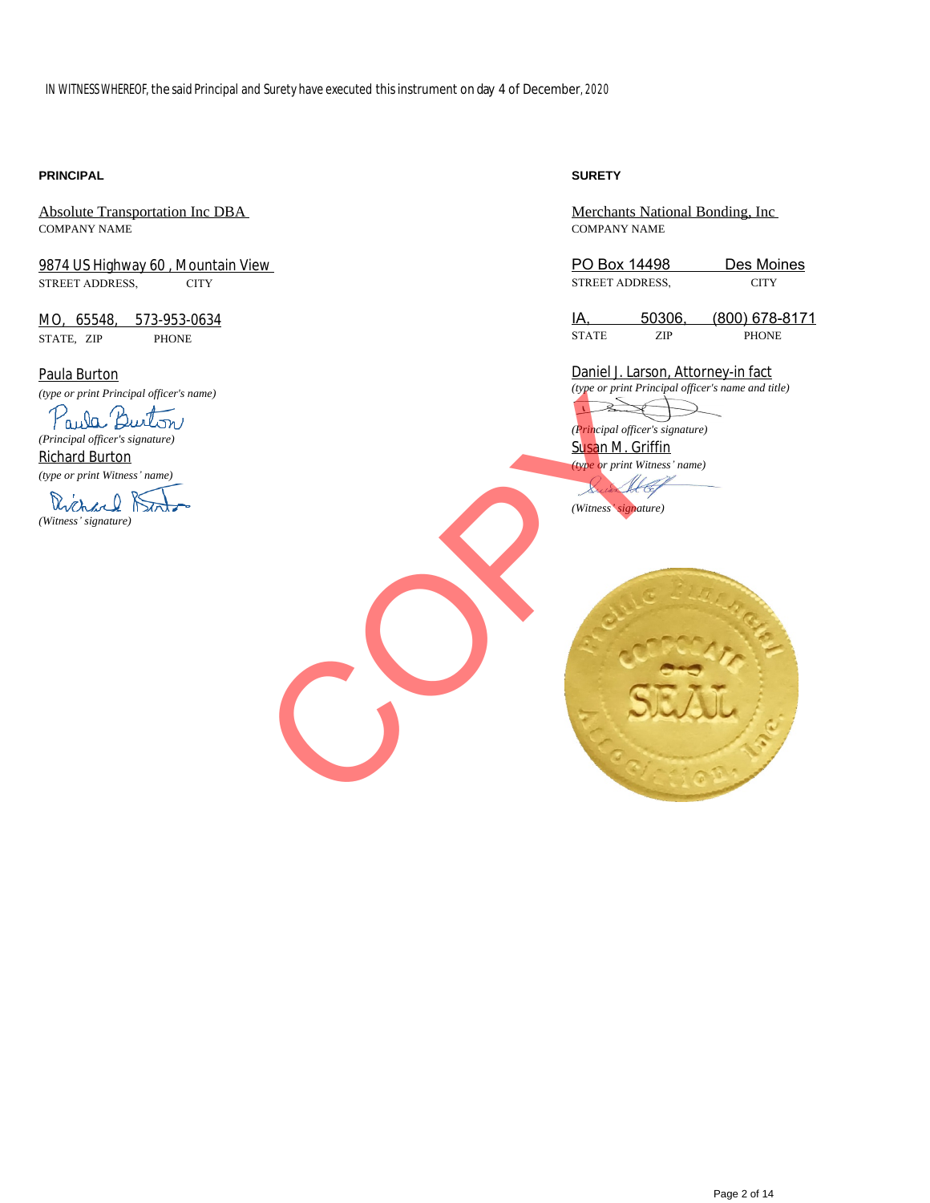IN WITNESS WHEREOF, the said Principal and Surety have executed this instrument on day 4 of December, 2020

**PRINCIPAL**

Absolute Transportation Inc DBA
COMPANY NAME

9874 US Highway 60 , Mountain View
STREET ADDRESS, CITY

MO, 65548, 573-953-0634
STATE, ZIP PHONE

Paula Burton
*(type or print Principal officer's name)*

Paula Burton
*(Principal officer's signature)*

Richard Burton
*(type or print Witness' name)*

Richard Burton
*(Witness' signature)*

**SURETY**

Merchants National Bonding, Inc
COMPANY NAME

PO Box 14498 Des Moines
STREET ADDRESS, CITY

IA, 50306, (800) 678-8171
STATE ZIP PHONE

Daniel J. Larson, Attorney-in fact
*(type or print Principal officer's name and title)*

*(Principal officer's signature)*

Susan M. Griffin
*(type or print Witness' name)*

*(Witness' signature)*

COPY